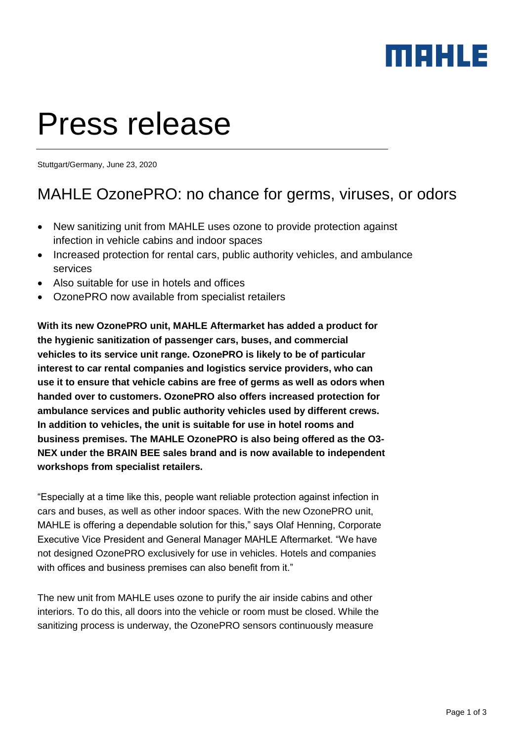# Press release

Stuttgart/Germany, June 23, 2020

## MAHLE OzonePRO: no chance for germs, viruses, or odors

- New sanitizing unit from MAHLE uses ozone to provide protection against infection in vehicle cabins and indoor spaces
- Increased protection for rental cars, public authority vehicles, and ambulance services
- Also suitable for use in hotels and offices
- OzonePRO now available from specialist retailers

**With its new OzonePRO unit, MAHLE Aftermarket has added a product for the hygienic sanitization of passenger cars, buses, and commercial vehicles to its service unit range. OzonePRO is likely to be of particular interest to car rental companies and logistics service providers, who can use it to ensure that vehicle cabins are free of germs as well as odors when handed over to customers. OzonePRO also offers increased protection for ambulance services and public authority vehicles used by different crews. In addition to vehicles, the unit is suitable for use in hotel rooms and business premises. The MAHLE OzonePRO is also being offered as the O3-NEX under the BRAIN BEE sales brand and is now available to independent workshops from specialist retailers.**

"Especially at a time like this, people want reliable protection against infection in cars and buses, as well as other indoor spaces. With the new OzonePRO unit, MAHLE is offering a dependable solution for this," says Olaf Henning, Corporate Executive Vice President and General Manager MAHLE Aftermarket. "We have not designed OzonePRO exclusively for use in vehicles. Hotels and companies with offices and business premises can also benefit from it."

The new unit from MAHLE uses ozone to purify the air inside cabins and other interiors. To do this, all doors into the vehicle or room must be closed. While the sanitizing process is underway, the OzonePRO sensors continuously measure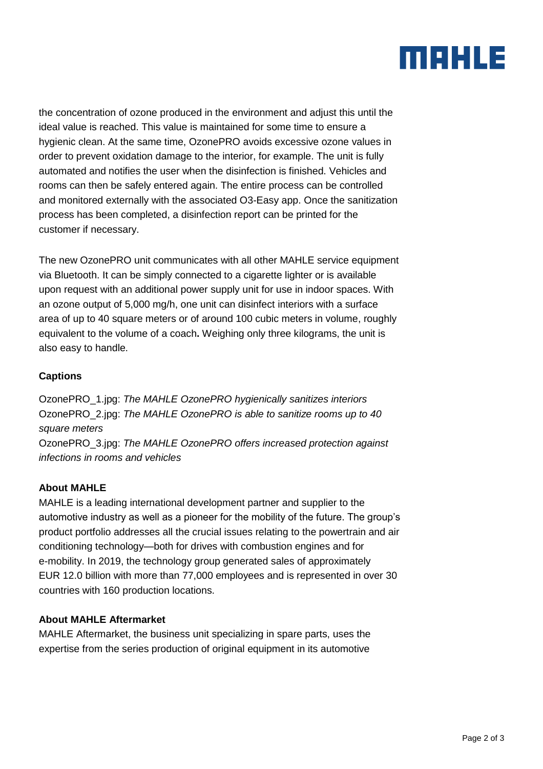the concentration of ozone produced in the environment and adjust this until the ideal value is reached. This value is maintained for some time to ensure a hygienic clean. At the same time, OzonePRO avoids excessive ozone values in order to prevent oxidation damage to the interior, for example. The unit is fully automated and notifies the user when the disinfection is finished. Vehicles and rooms can then be safely entered again. The entire process can be controlled and monitored externally with the associated O3-Easy app. Once the sanitization process has been completed, a disinfection report can be printed for the customer if necessary.

The new OzonePRO unit communicates with all other MAHLE service equipment via Bluetooth. It can be simply connected to a cigarette lighter or is available upon request with an additional power supply unit for use in indoor spaces. With an ozone output of 5,000 mg/h, one unit can disinfect interiors with a surface area of up to 40 square meters or of around 100 cubic meters in volume, roughly equivalent to the volume of a coach**.** Weighing only three kilograms, the unit is also easy to handle.

**Captions**

OzonePRO_1.jpg: *The MAHLE OzonePRO hygienically sanitizes interiors*
OzonePRO_2.jpg: *The MAHLE OzonePRO is able to sanitize rooms up to 40 square meters*
OzonePRO_3.jpg: *The MAHLE OzonePRO offers increased protection against infections in rooms and vehicles*

**About MAHLE**

MAHLE is a leading international development partner and supplier to the automotive industry as well as a pioneer for the mobility of the future. The group's product portfolio addresses all the crucial issues relating to the powertrain and air conditioning technology—both for drives with combustion engines and for e-mobility. In 2019, the technology group generated sales of approximately EUR 12.0 billion with more than 77,000 employees and is represented in over 30 countries with 160 production locations.

**About MAHLE Aftermarket**

MAHLE Aftermarket, the business unit specializing in spare parts, uses the expertise from the series production of original equipment in its automotive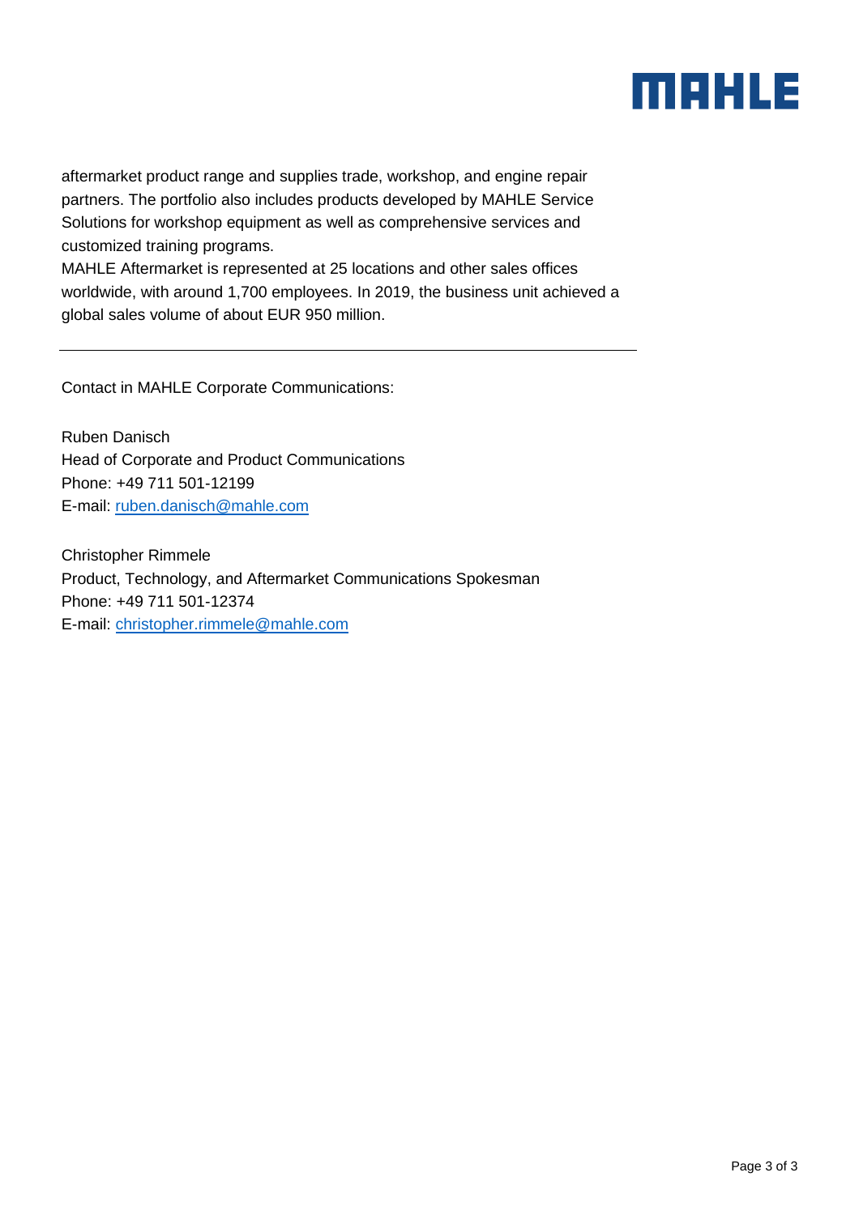aftermarket product range and supplies trade, workshop, and engine repair partners. The portfolio also includes products developed by MAHLE Service Solutions for workshop equipment as well as comprehensive services and customized training programs.
MAHLE Aftermarket is represented at 25 locations and other sales offices worldwide, with around 1,700 employees. In 2019, the business unit achieved a global sales volume of about EUR 950 million.

---

Contact in MAHLE Corporate Communications:

Ruben Danisch
Head of Corporate and Product Communications
Phone: +49 711 501-12199
E-mail: ruben.danisch@mahle.com

Christopher Rimmele
Product, Technology, and Aftermarket Communications Spokesman
Phone: +49 711 501-12374
E-mail: christopher.rimmele@mahle.com